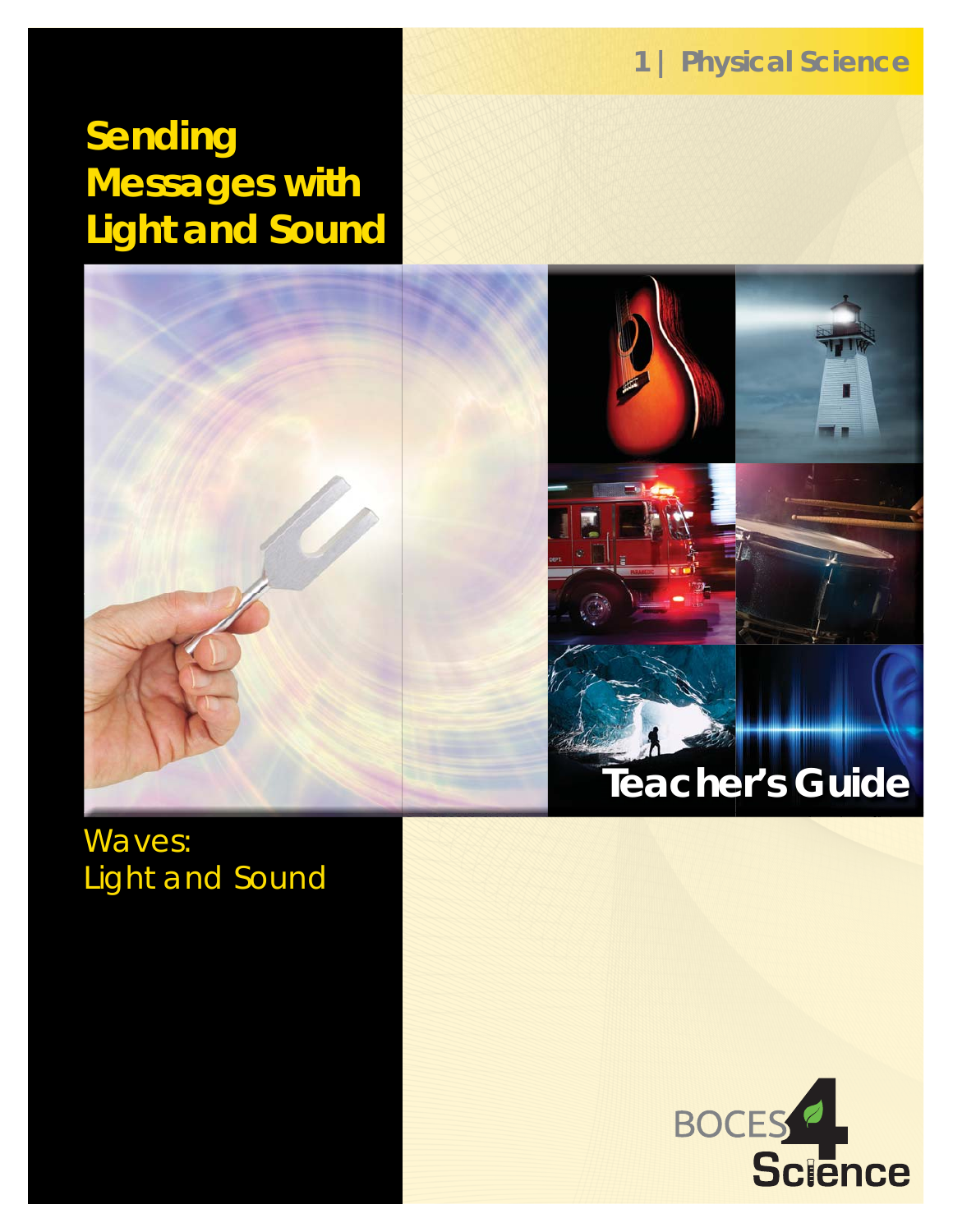1 | Physical Science

# Sending Messages with Light and Sound

Teacher's Guide

Waves: Light and Sound

BOCES 4 Science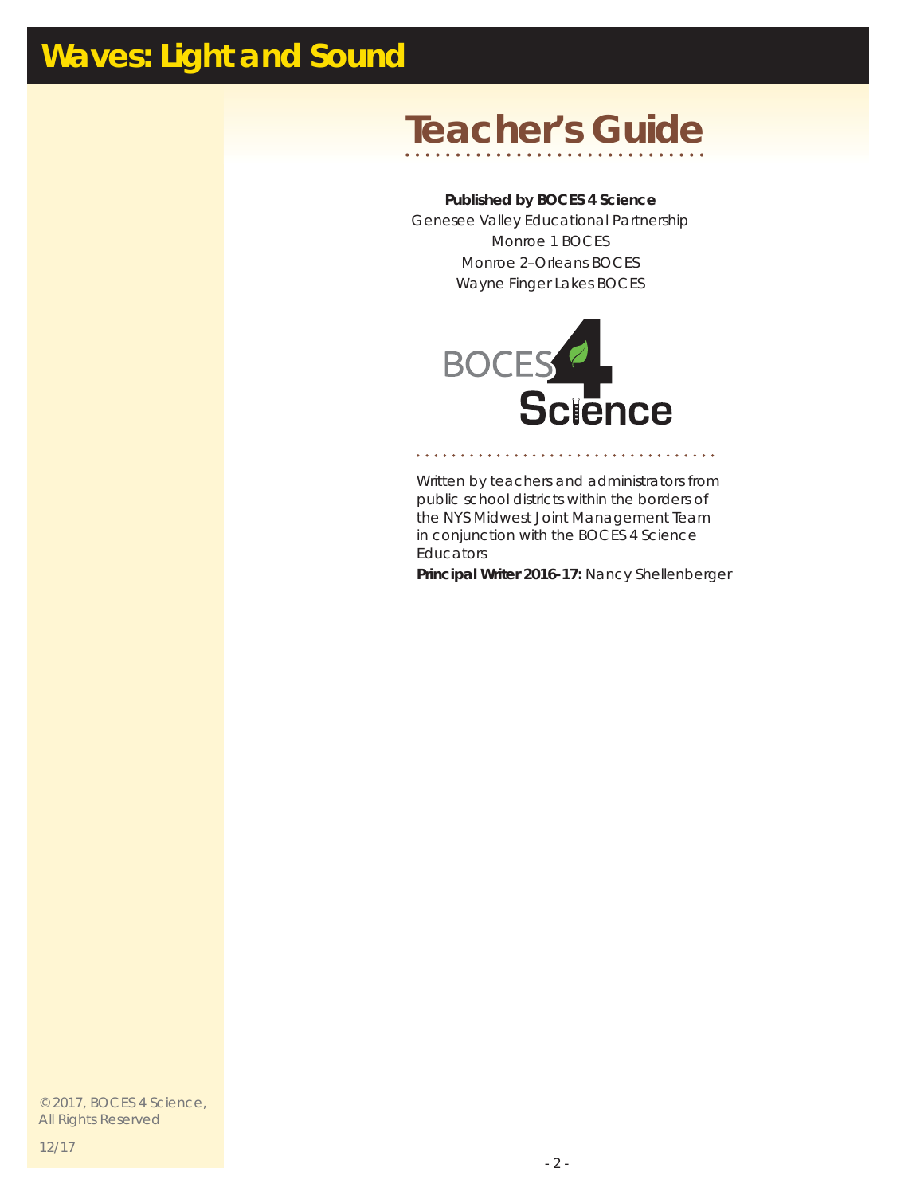# Waves: Light and Sound

## Teacher's Guide

**Published by BOCES 4 Science**
Genesee Valley Educational Partnership
Monroe 1 BOCES
Monroe 2–Orleans BOCES
Wayne Finger Lakes BOCES

BOCES 4 Science

Written by teachers and administrators from public school districts within the borders of the NYS Midwest Joint Management Team in conjunction with the BOCES 4 Science Educators

**Principal Writer 2016-17:** Nancy Shellenberger

© 2017, BOCES 4 Science, All Rights Reserved

12/17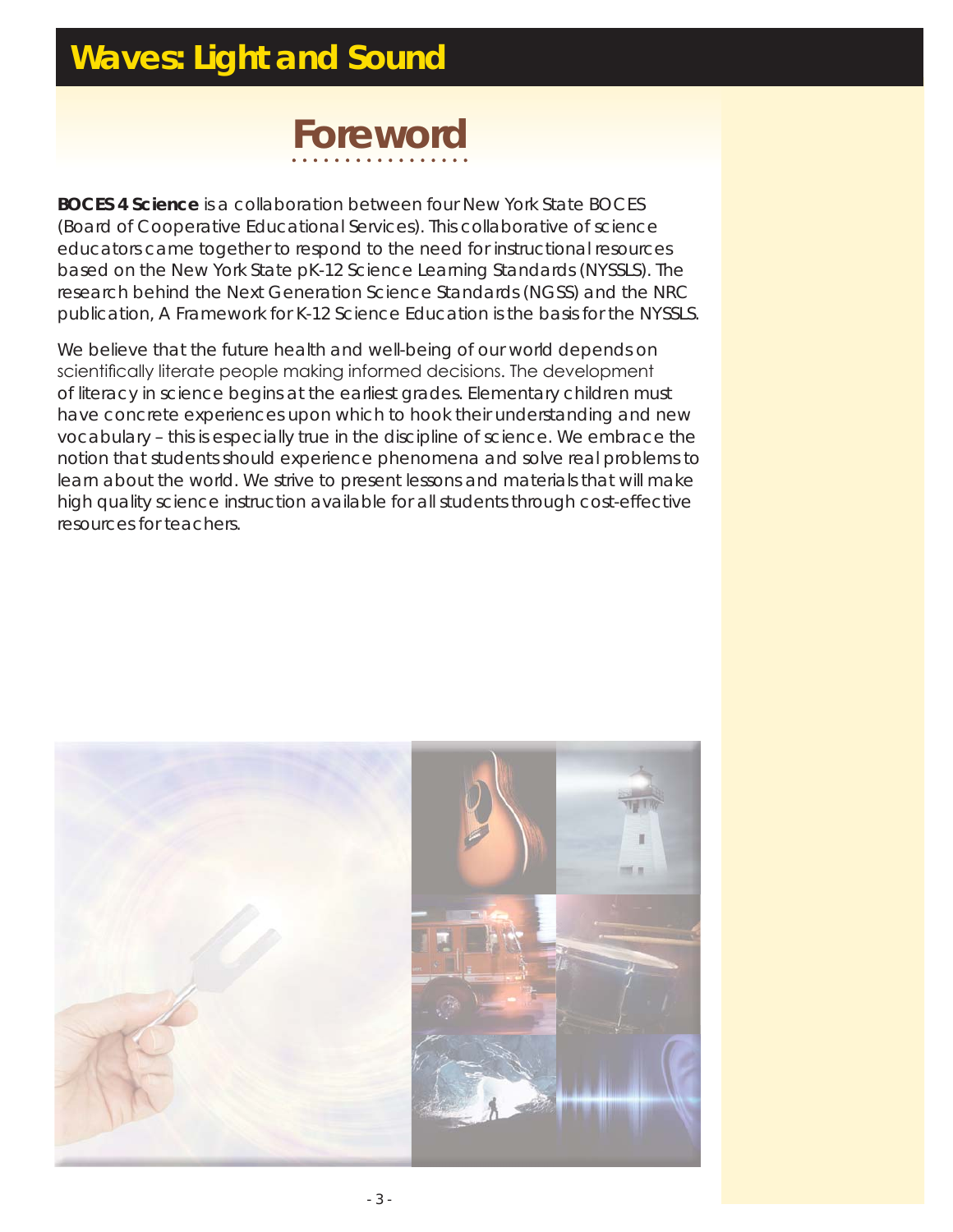# Foreword

**BOCES 4 Science** is a collaboration between four New York State BOCES (Board of Cooperative Educational Services). This collaborative of science educators came together to respond to the need for instructional resources based on the New York State pK-12 Science Learning Standards (NYSSLS). The research behind the Next Generation Science Standards (NGSS) and the NRC publication, A Framework for K-12 Science Education is the basis for the NYSSLS.

We believe that the future health and well-being of our world depends on scientifically literate people making informed decisions. The development of literacy in science begins at the earliest grades. Elementary children must have concrete experiences upon which to hook their understanding and new vocabulary – this is especially true in the discipline of science. We embrace the notion that students should experience phenomena and solve real problems to learn about the world. We strive to present lessons and materials that will make high quality science instruction available for all students through cost-effective resources for teachers.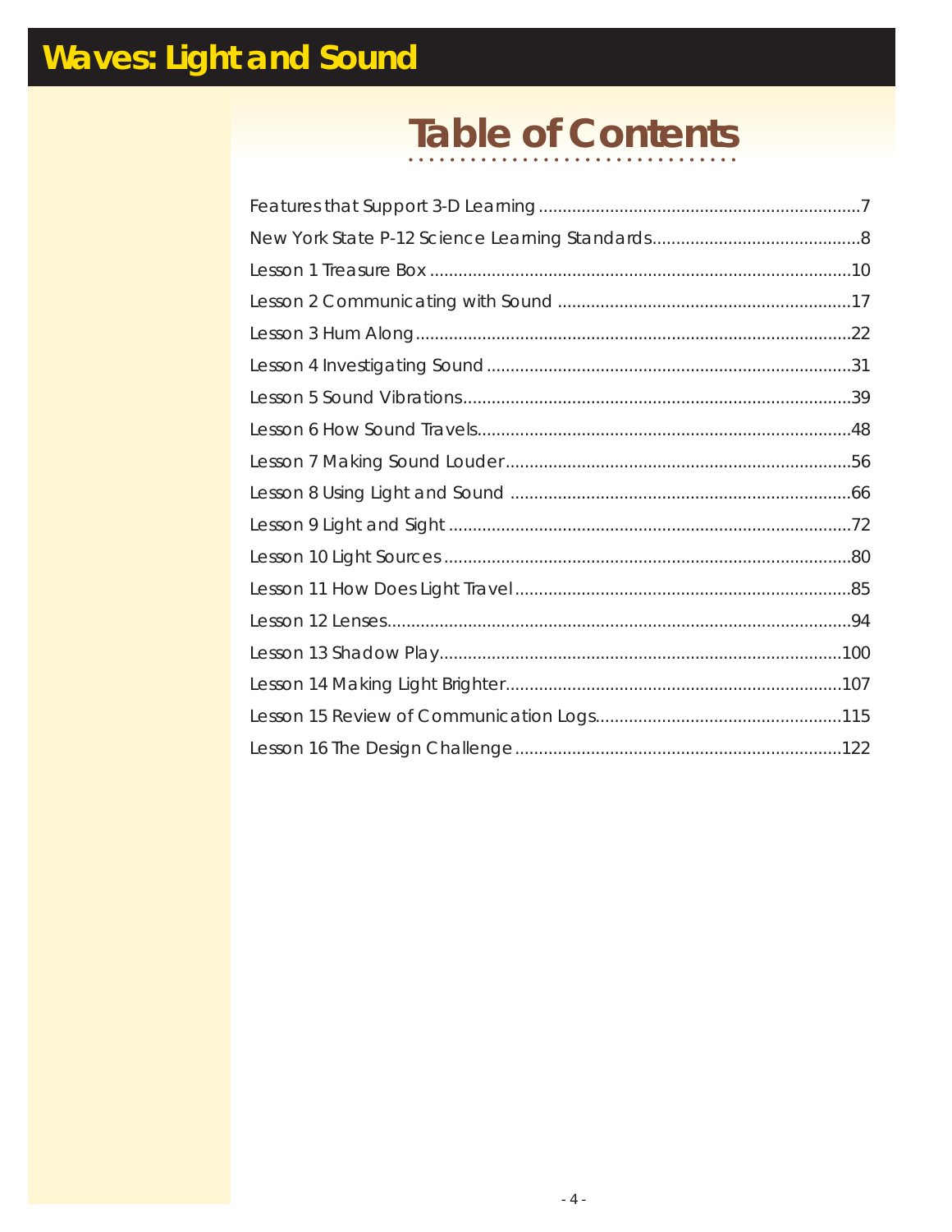# Waves: Light and Sound

## Table of Contents

Features that Support 3-D Learning ....7

New York State P-12 Science Learning Standards....8

Lesson 1 Treasure Box ....10

Lesson 2 Communicating with Sound ....17

Lesson 3 Hum Along....22

Lesson 4 Investigating Sound ....31

Lesson 5 Sound Vibrations....39

Lesson 6 How Sound Travels....48

Lesson 7 Making Sound Louder....56

Lesson 8 Using Light and Sound ....66

Lesson 9 Light and Sight ....72

Lesson 10 Light Sources ....80

Lesson 11 How Does Light Travel....85

Lesson 12 Lenses....94

Lesson 13 Shadow Play....100

Lesson 14 Making Light Brighter....107

Lesson 15 Review of Communication Logs....115

Lesson 16 The Design Challenge ....122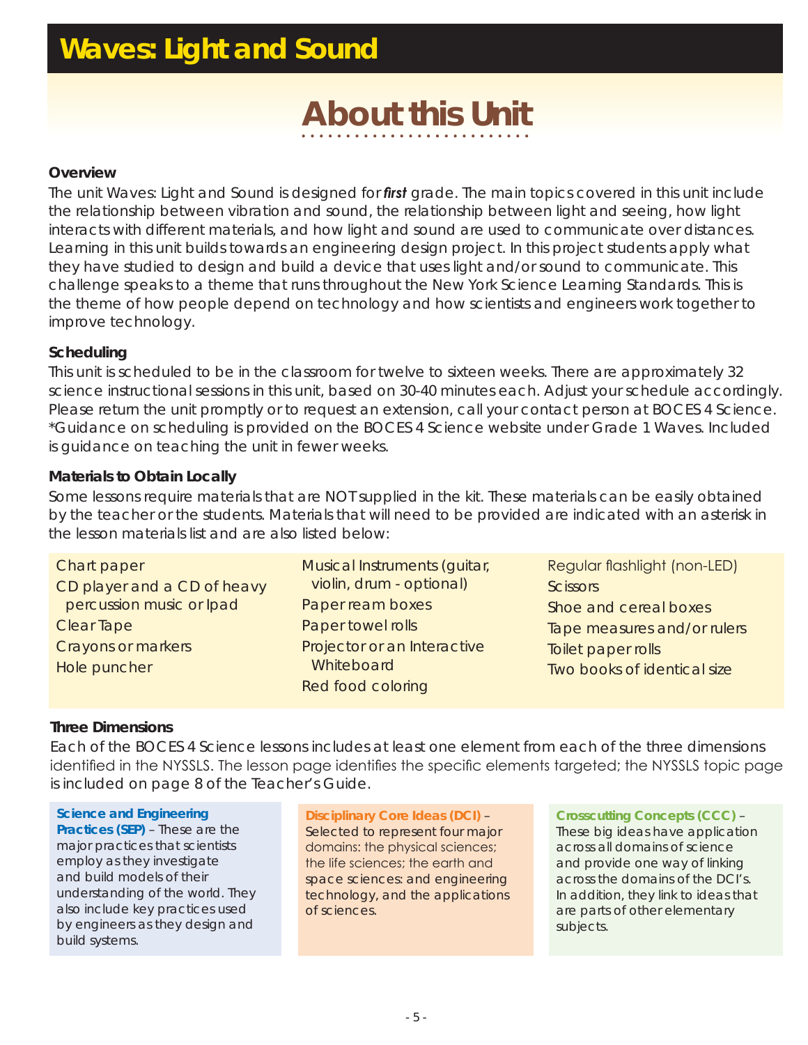# Waves: Light and Sound

## About this Unit

### Overview

The unit Waves: Light and Sound is designed for ***first*** grade. The main topics covered in this unit include the relationship between vibration and sound, the relationship between light and seeing, how light interacts with different materials, and how light and sound are used to communicate over distances. Learning in this unit builds towards an engineering design project. In this project students apply what they have studied to design and build a device that uses light and/or sound to communicate. This challenge speaks to a theme that runs throughout the New York Science Learning Standards. This is the theme of how people depend on technology and how scientists and engineers work together to improve technology.

### Scheduling

This unit is scheduled to be in the classroom for twelve to sixteen weeks. There are approximately 32 science instructional sessions in this unit, based on 30-40 minutes each. Adjust your schedule accordingly. Please return the unit promptly or to request an extension, call your contact person at BOCES 4 Science. *Guidance on scheduling is provided on the BOCES 4 Science website under Grade 1 Waves. Included is guidance on teaching the unit in fewer weeks.

### Materials to Obtain Locally

Some lessons require materials that are NOT supplied in the kit. These materials can be easily obtained by the teacher or the students. Materials that will need to be provided are indicated with an asterisk in the lesson materials list and are also listed below:

- Chart paper
- CD player and a CD of heavy percussion music or Ipad
- Clear Tape
- Crayons or markers
- Hole puncher
- Musical Instruments (guitar, violin, drum - optional)
- Paper ream boxes
- Paper towel rolls
- Projector or an Interactive Whiteboard
- Red food coloring
- Regular flashlight (non-LED)
- Scissors
- Shoe and cereal boxes
- Tape measures and/or rulers
- Toilet paper rolls
- Two books of identical size

### Three Dimensions

Each of the BOCES 4 Science lessons includes at least one element from each of the three dimensions identified in the NYSSLS. The lesson page identifies the specific elements targeted; the NYSSLS topic page is included on page 8 of the Teacher's Guide.

**Science and Engineering Practices (SEP)** – These are the major practices that scientists employ as they investigate and build models of their understanding of the world. They also include key practices used by engineers as they design and build systems.

**Disciplinary Core Ideas (DCI)** – Selected to represent four major domains: the physical sciences; the life sciences; the earth and space sciences: and engineering technology, and the applications of sciences.

**Crosscutting Concepts (CCC)** – These big ideas have application across all domains of science and provide one way of linking across the domains of the DCI's. In addition, they link to ideas that are parts of other elementary subjects.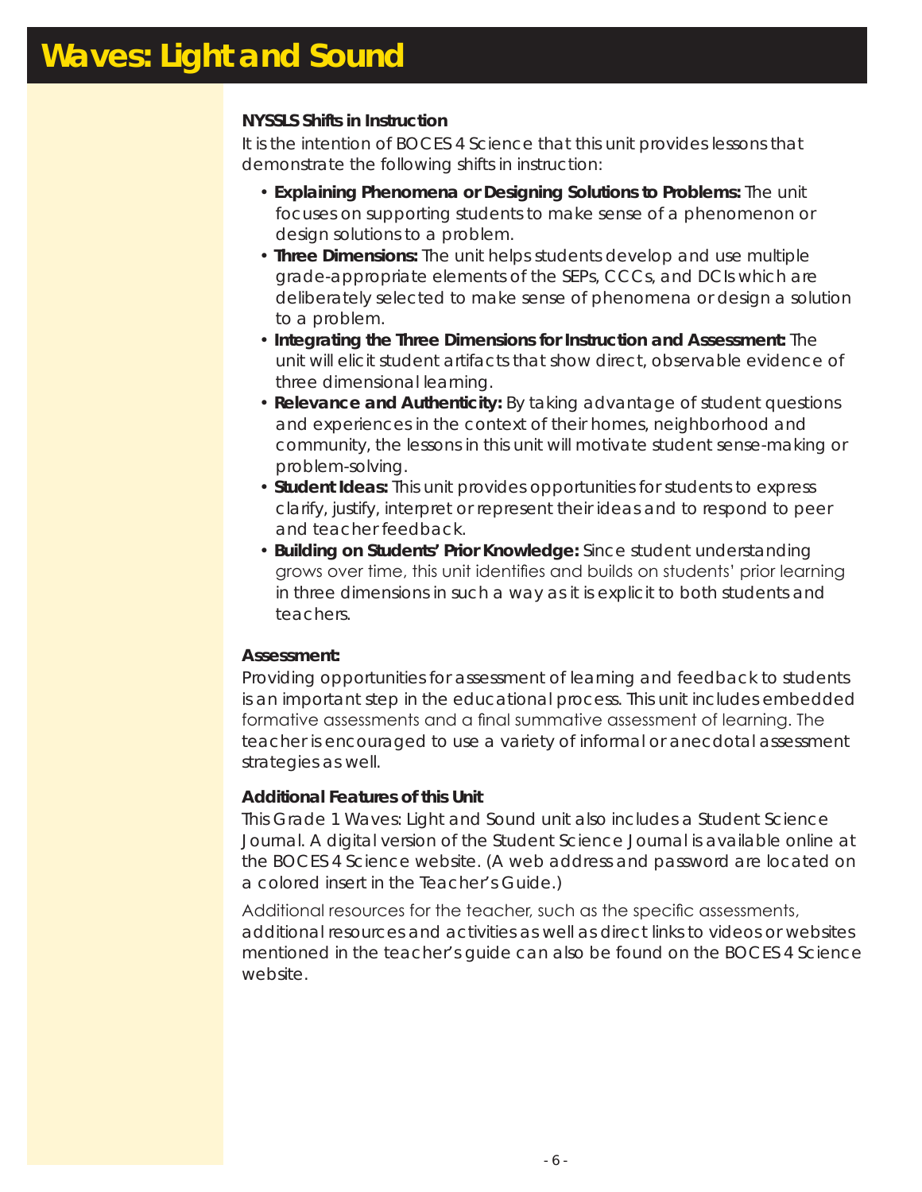# Waves: Light and Sound

**NYSSLS Shifts in Instruction**

It is the intention of BOCES 4 Science that this unit provides lessons that demonstrate the following shifts in instruction:

- **Explaining Phenomena or Designing Solutions to Problems:** The unit focuses on supporting students to make sense of a phenomenon or design solutions to a problem.
- **Three Dimensions:** The unit helps students develop and use multiple grade-appropriate elements of the SEPs, CCCs, and DCIs which are deliberately selected to make sense of phenomena or design a solution to a problem.
- **Integrating the Three Dimensions for Instruction and Assessment:** The unit will elicit student artifacts that show direct, observable evidence of three dimensional learning.
- **Relevance and Authenticity:** By taking advantage of student questions and experiences in the context of their homes, neighborhood and community, the lessons in this unit will motivate student sense-making or problem-solving.
- **Student Ideas:** This unit provides opportunities for students to express clarify, justify, interpret or represent their ideas and to respond to peer and teacher feedback.
- **Building on Students' Prior Knowledge:** Since student understanding grows over time, this unit identifies and builds on students' prior learning in three dimensions in such a way as it is explicit to both students and teachers.

**Assessment:**

Providing opportunities for assessment of learning and feedback to students is an important step in the educational process. This unit includes embedded formative assessments and a final summative assessment of learning. The teacher is encouraged to use a variety of informal or anecdotal assessment strategies as well.

**Additional Features of this Unit**

This Grade 1 Waves: Light and Sound unit also includes a Student Science Journal. A digital version of the Student Science Journal is available online at the BOCES 4 Science website. (A web address and password are located on a colored insert in the Teacher's Guide.)

Additional resources for the teacher, such as the specific assessments, additional resources and activities as well as direct links to videos or websites mentioned in the teacher's guide can also be found on the BOCES 4 Science website.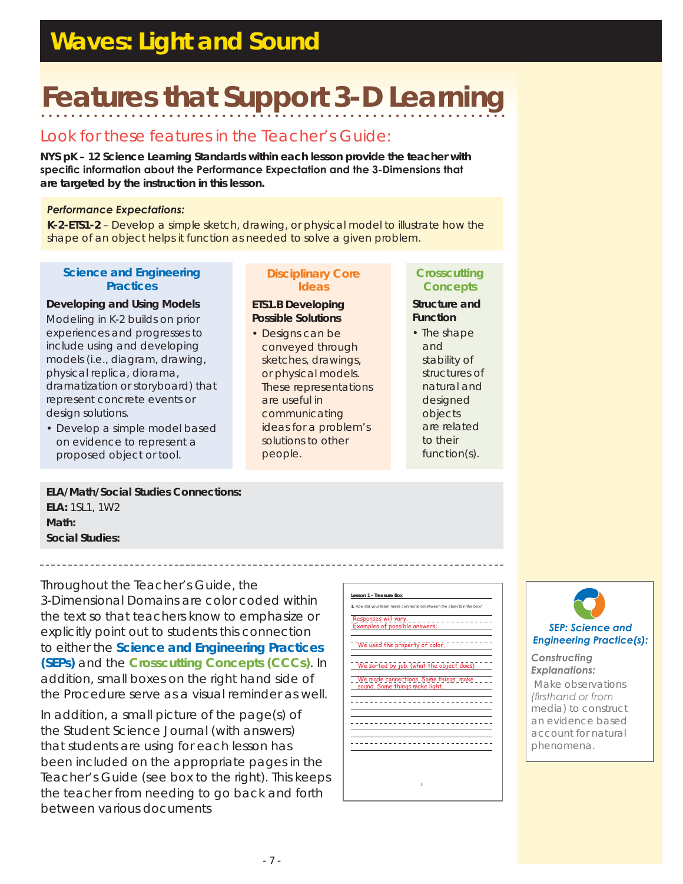# Waves: Light and Sound

## Features that Support 3-D Learning

### Look for these features in the Teacher's Guide:

**NYS pK – 12 Science Learning Standards within each lesson provide the teacher with specific information about the Performance Expectation and the 3-Dimensions that are targeted by the instruction in this lesson.**

***Performance Expectations:***

**K-2-ETS1-2** – Develop a simple sketch, drawing, or physical model to illustrate how the shape of an object helps it function as needed to solve a given problem.

| Science and Engineering Practices | Disciplinary Core Ideas | Crosscutting Concepts |
|---|---|---|
| **Developing and Using Models** Modeling in K-2 builds on prior experiences and progresses to include using and developing models (i.e., diagram, drawing, physical replica, diorama, dramatization or storyboard) that represent concrete events or design solutions. • Develop a simple model based on evidence to represent a proposed object or tool. | **ETS1.B Developing Possible Solutions** • Designs can be conveyed through sketches, drawings, or physical models. These representations are useful in communicating ideas for a problem's solutions to other people. | **Structure and Function** • The shape and stability of structures of natural and designed objects are related to their function(s). |

**ELA/Math/Social Studies Connections:**
**ELA:** 1SL1, 1W2
**Math:**
**Social Studies:**

---

Throughout the Teacher's Guide, the 3-Dimensional Domains are color coded within the text so that teachers know to emphasize or explicitly point out to students this connection to either the **Science and Engineering Practices (SEPs)** and the **Crosscutting Concepts (CCCs)**. In addition, small boxes on the right hand side of the Procedure serve as a visual reminder as well.

In addition, a small picture of the page(s) of the Student Science Journal (with answers) that students are using for each lesson has been included on the appropriate pages in the Teacher's Guide (see box to the right). This keeps the teacher from needing to go back and forth between various documents

**Lesson 1 - Treasure Box**

1. How did your team make connections between the objects in the box?

Responses will vary
Examples of possible answers:
We used the property of color.
We sorted by job. (what the object does)
We made connections. Some things make sound. Some things make light.

***SEP: Science and Engineering Practice(s):***

***Constructing Explanations:***
Make observations *(firsthand or from* media) to construct an evidence based account for natural phenomena.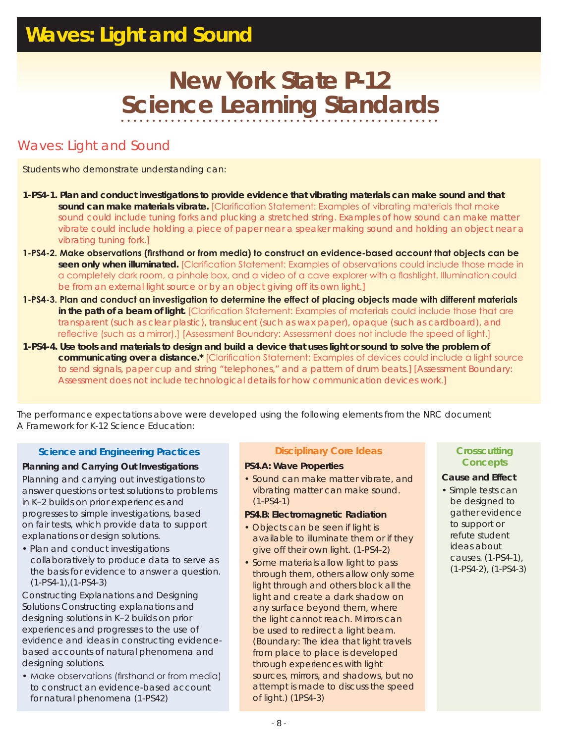# Waves: Light and Sound

# New York State P-12 Science Learning Standards

## Waves: Light and Sound

Students who demonstrate understanding can:

**1-PS4-1. Plan and conduct investigations to provide evidence that vibrating materials can make sound and that sound can make materials vibrate.** [Clarification Statement: Examples of vibrating materials that make sound could include tuning forks and plucking a stretched string. Examples of how sound can make matter vibrate could include holding a piece of paper near a speaker making sound and holding an object near a vibrating tuning fork.]

**1-PS4-2. Make observations (firsthand or from media) to construct an evidence-based account that objects can be seen only when illuminated.** [Clarification Statement: Examples of observations could include those made in a completely dark room, a pinhole box, and a video of a cave explorer with a flashlight. Illumination could be from an external light source or by an object giving off its own light.]

**1-PS4-3. Plan and conduct an investigation to determine the effect of placing objects made with different materials in the path of a beam of light.** [Clarification Statement: Examples of materials could include those that are transparent (such as clear plastic), translucent (such as wax paper), opaque (such as cardboard), and reflective (such as a mirror).] [Assessment Boundary: Assessment does not include the speed of light.]

**1-PS4-4. Use tools and materials to design and build a device that uses light or sound to solve the problem of communicating over a distance.*** [Clarification Statement: Examples of devices could include a light source to send signals, paper cup and string "telephones," and a pattern of drum beats.] [Assessment Boundary: Assessment does not include technological details for how communication devices work.]

The performance expectations above were developed using the following elements from the NRC document A Framework for K-12 Science Education:

### Science and Engineering Practices

**Planning and Carrying Out Investigations**

Planning and carrying out investigations to answer questions or test solutions to problems in K–2 builds on prior experiences and progresses to simple investigations, based on fair tests, which provide data to support explanations or design solutions.

- Plan and conduct investigations collaboratively to produce data to serve as the basis for evidence to answer a question. (1-PS4-1),(1-PS4-3)

Constructing Explanations and Designing Solutions Constructing explanations and designing solutions in K–2 builds on prior experiences and progresses to the use of evidence and ideas in constructing evidence-based accounts of natural phenomena and designing solutions.

- Make observations (firsthand or from media) to construct an evidence-based account for natural phenomena (1-PS42)

### Disciplinary Core Ideas

**PS4.A: Wave Properties**

- Sound can make matter vibrate, and vibrating matter can make sound. (1-PS4-1)

**PS4.B: Electromagnetic Radiation**

- Objects can be seen if light is available to illuminate them or if they give off their own light. (1-PS4-2)
- Some materials allow light to pass through them, others allow only some light through and others block all the light and create a dark shadow on any surface beyond them, where the light cannot reach. Mirrors can be used to redirect a light beam. (Boundary: The idea that light travels from place to place is developed through experiences with light sources, mirrors, and shadows, but no attempt is made to discuss the speed of light.) (1PS4-3)

### Crosscutting Concepts

**Cause and Effect**

- Simple tests can be designed to gather evidence to support or refute student ideas about causes. (1-PS4-1), (1-PS4-2), (1-PS4-3)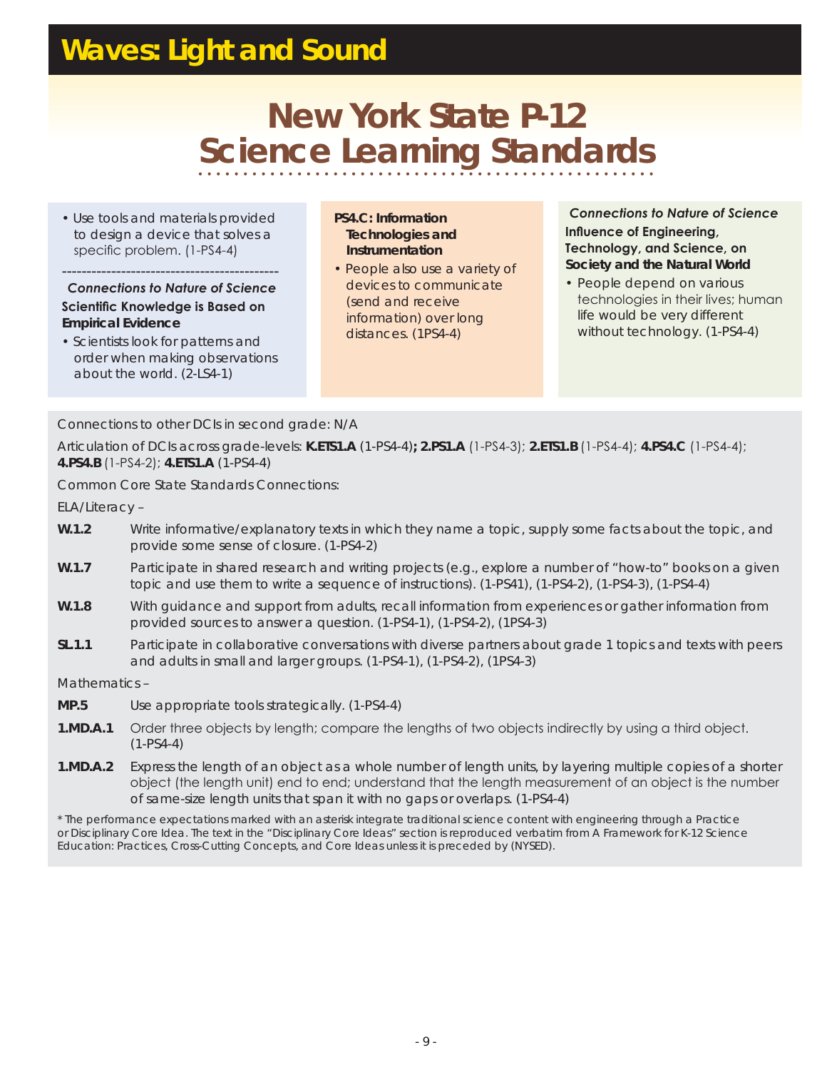## Waves: Light and Sound

# New York State P-12 Science Learning Standards

- Use tools and materials provided to design a device that solves a specific problem. (1-PS4-4)

---

*Connections to Nature of Science*

**Scientific Knowledge is Based on Empirical Evidence**

- Scientists look for patterns and order when making observations about the world. (2-LS4-1)

**PS4.C: Information Technologies and Instrumentation**

- People also use a variety of devices to communicate (send and receive information) over long distances. (1PS4-4)

*Connections to Nature of Science*

**Influence of Engineering, Technology, and Science, on Society and the Natural World**

- People depend on various technologies in their lives; human life would be very different without technology. (1-PS4-4)

Connections to other DCIs in second grade: N/A

Articulation of DCIs across grade-levels: **K.ETS1.A** (1-PS4-4)**; 2.PS1.A** (1-PS4-3); **2.ETS1.B** (1-PS4-4); **4.PS4.C** (1-PS4-4); **4.PS4.B** (1-PS4-2); **4.ETS1.A** (1-PS4-4)

Common Core State Standards Connections:

ELA/Literacy –

**W.1.2** Write informative/explanatory texts in which they name a topic, supply some facts about the topic, and provide some sense of closure. (1-PS4-2)

**W.1.7** Participate in shared research and writing projects (e.g., explore a number of "how-to" books on a given topic and use them to write a sequence of instructions). (1-PS41), (1-PS4-2), (1-PS4-3), (1-PS4-4)

**W.1.8** With guidance and support from adults, recall information from experiences or gather information from provided sources to answer a question. (1-PS4-1), (1-PS4-2), (1PS4-3)

**SL.1.1** Participate in collaborative conversations with diverse partners about grade 1 topics and texts with peers and adults in small and larger groups. (1-PS4-1), (1-PS4-2), (1PS4-3)

Mathematics –

**MP.5** Use appropriate tools strategically. (1-PS4-4)

**1.MD.A.1** Order three objects by length; compare the lengths of two objects indirectly by using a third object. (1-PS4-4)

**1.MD.A.2** Express the length of an object as a whole number of length units, by layering multiple copies of a shorter object (the length unit) end to end; understand that the length measurement of an object is the number of same-size length units that span it with no gaps or overlaps. (1-PS4-4)

* The performance expectations marked with an asterisk integrate traditional science content with engineering through a Practice or Disciplinary Core Idea. The text in the "Disciplinary Core Ideas" section is reproduced verbatim from A Framework for K-12 Science Education: Practices, Cross-Cutting Concepts, and Core Ideas unless it is preceded by (NYSED).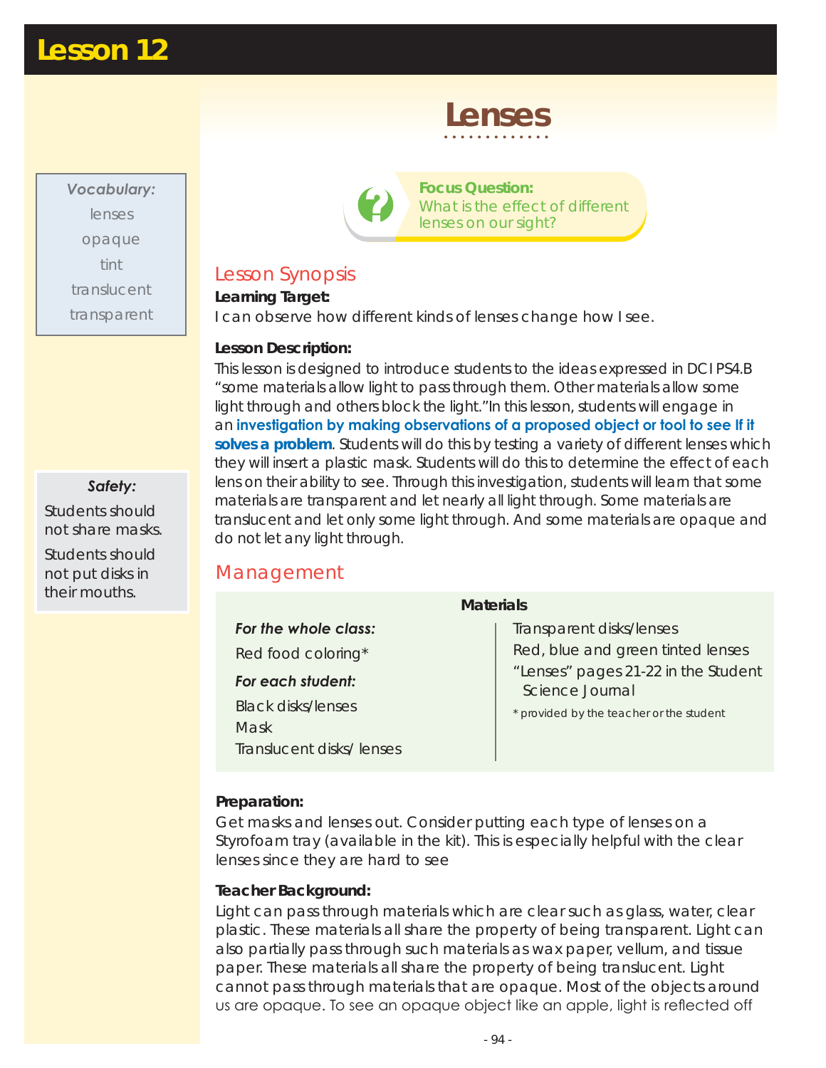# Lesson 12

## Lenses

**Vocabulary:**
lenses
opaque
tint
translucent
transparent

**Focus Question:**
What is the effect of different lenses on our sight?

### Lesson Synopsis

**Learning Target:**
I can observe how different kinds of lenses change how I see.

**Lesson Description:**
This lesson is designed to introduce students to the ideas expressed in DCI PS4.B "some materials allow light to pass through them. Other materials allow some light through and others block the light." In this lesson, students will engage in an **investigation by making observations of a proposed object or tool to see if it solves a problem**. Students will do this by testing a variety of different lenses which they will insert a plastic mask. Students will do this to determine the effect of each lens on their ability to see. Through this investigation, students will learn that some materials are transparent and let nearly all light through. Some materials are translucent and let only some light through. And some materials are opaque and do not let any light through.

**Safety:**
Students should not share masks.
Students should not put disks in their mouths.

### Management

**Materials**

*For the whole class:*
Red food coloring*

*For each student:*
Black disks/lenses
Mask
Translucent disks/ lenses
Transparent disks/lenses
Red, blue and green tinted lenses
"Lenses" pages 21-22 in the Student Science Journal

\* provided by the teacher or the student

**Preparation:**
Get masks and lenses out. Consider putting each type of lenses on a Styrofoam tray (available in the kit). This is especially helpful with the clear lenses since they are hard to see

**Teacher Background:**
Light can pass through materials which are clear such as glass, water, clear plastic. These materials all share the property of being transparent. Light can also partially pass through such materials as wax paper, vellum, and tissue paper. These materials all share the property of being translucent. Light cannot pass through materials that are opaque. Most of the objects around us are opaque. To see an opaque object like an apple, light is reflected off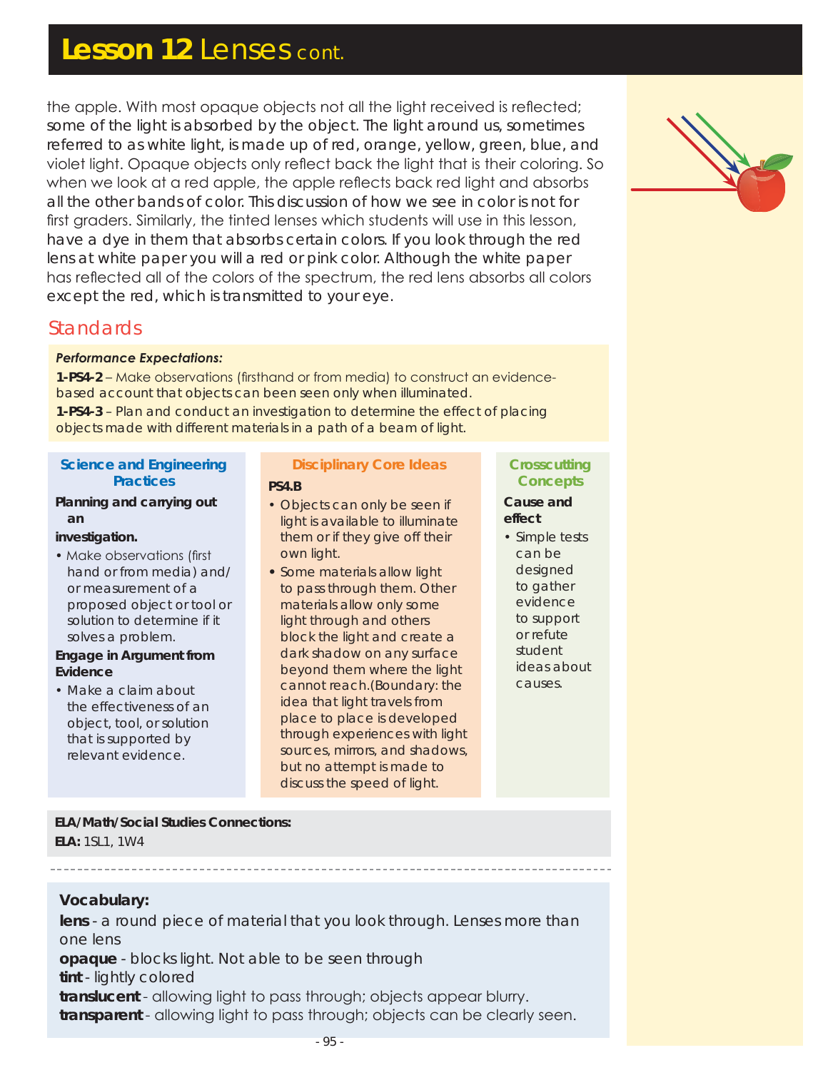# Lesson 12 Lenses cont.

the apple. With most opaque objects not all the light received is reflected; some of the light is absorbed by the object. The light around us, sometimes referred to as white light, is made up of red, orange, yellow, green, blue, and violet light. Opaque objects only reflect back the light that is their coloring. So when we look at a red apple, the apple reflects back red light and absorbs all the other bands of color. This discussion of how we see in color is not for first graders. Similarly, the tinted lenses which students will use in this lesson, have a dye in them that absorbs certain colors. If you look through the red lens at white paper you will a red or pink color. Although the white paper has reflected all of the colors of the spectrum, the red lens absorbs all colors except the red, which is transmitted to your eye.

## Standards

***Performance Expectations:***

**1-PS4-2** – Make observations (firsthand or from media) to construct an evidence-based account that objects can been seen only when illuminated.

**1-PS4-3** – Plan and conduct an investigation to determine the effect of placing objects made with different materials in a path of a beam of light.

### Science and Engineering Practices

**Planning and carrying out an investigation.**

- Make observations (first hand or from media) and/or measurement of a proposed object or tool or solution to determine if it solves a problem.

**Engage in Argument from Evidence**

- Make a claim about the effectiveness of an object, tool, or solution that is supported by relevant evidence.

### Disciplinary Core Ideas

**PS4.B**

- Objects can only be seen if light is available to illuminate them or if they give off their own light.
- Some materials allow light to pass through them. Other materials allow only some light through and others block the light and create a dark shadow on any surface beyond them where the light cannot reach.(Boundary: the idea that light travels from place to place is developed through experiences with light sources, mirrors, and shadows, but no attempt is made to discuss the speed of light.

### Crosscutting Concepts

**Cause and effect**

- Simple tests can be designed to gather evidence to support or refute student ideas about causes.

**ELA/Math/Social Studies Connections:**

**ELA:** 1SL1, 1W4

**Vocabulary:**

**lens** - a round piece of material that you look through. Lenses more than one lens

**opaque** - blocks light. Not able to be seen through

**tint** - lightly colored

**translucent** - allowing light to pass through; objects appear blurry.

**transparent** - allowing light to pass through; objects can be clearly seen.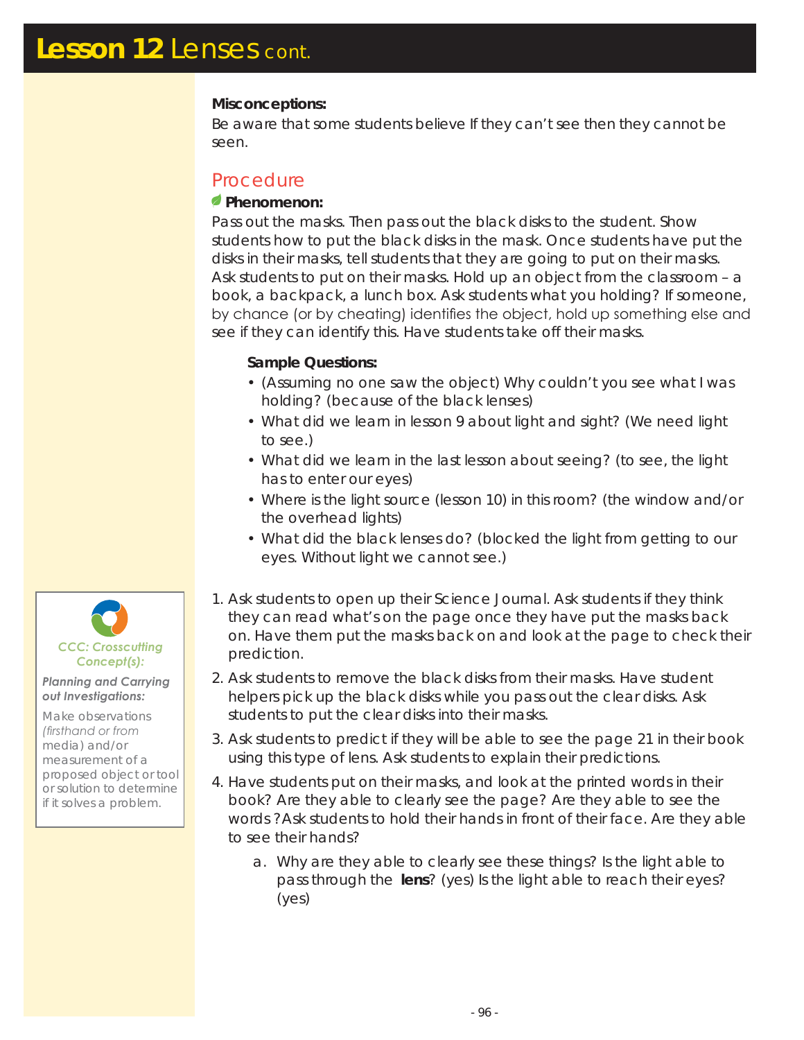# Lesson 12 Lenses cont.

**Misconceptions:**

Be aware that some students believe If they can't see then they cannot be seen.

## Procedure

**Phenomenon:**

Pass out the masks. Then pass out the black disks to the student. Show students how to put the black disks in the mask. Once students have put the disks in their masks, tell students that they are going to put on their masks. Ask students to put on their masks. Hold up an object from the classroom – a book, a backpack, a lunch box. Ask students what you holding? If someone, by chance (or by cheating) identifies the object, hold up something else and see if they can identify this. Have students take off their masks.

**Sample Questions:**

- (Assuming no one saw the object) Why couldn't you see what I was holding? (because of the black lenses)
- What did we learn in lesson 9 about light and sight? (We need light to see.)
- What did we learn in the last lesson about seeing? (to see, the light has to enter our eyes)
- Where is the light source (lesson 10) in this room? (the window and/or the overhead lights)
- What did the black lenses do? (blocked the light from getting to our eyes. Without light we cannot see.)

*CCC: Crosscutting Concept(s):*

***Planning and Carrying out Investigations:***

Make observations *(firsthand or from* media) and/or measurement of a proposed object or tool or solution to determine if it solves a problem.

1. Ask students to open up their Science Journal. Ask students if they think they can read what's on the page once they have put the masks back on. Have them put the masks back on and look at the page to check their prediction.
2. Ask students to remove the black disks from their masks. Have student helpers pick up the black disks while you pass out the clear disks. Ask students to put the clear disks into their masks.
3. Ask students to predict if they will be able to see the page 21 in their book using this type of lens. Ask students to explain their predictions.
4. Have students put on their masks, and look at the printed words in their book? Are they able to clearly see the page? Are they able to see the words? Ask students to hold their hands in front of their face. Are they able to see their hands?
   a. Why are they able to clearly see these things? Is the light able to pass through the **lens**? (yes) Is the light able to reach their eyes? (yes)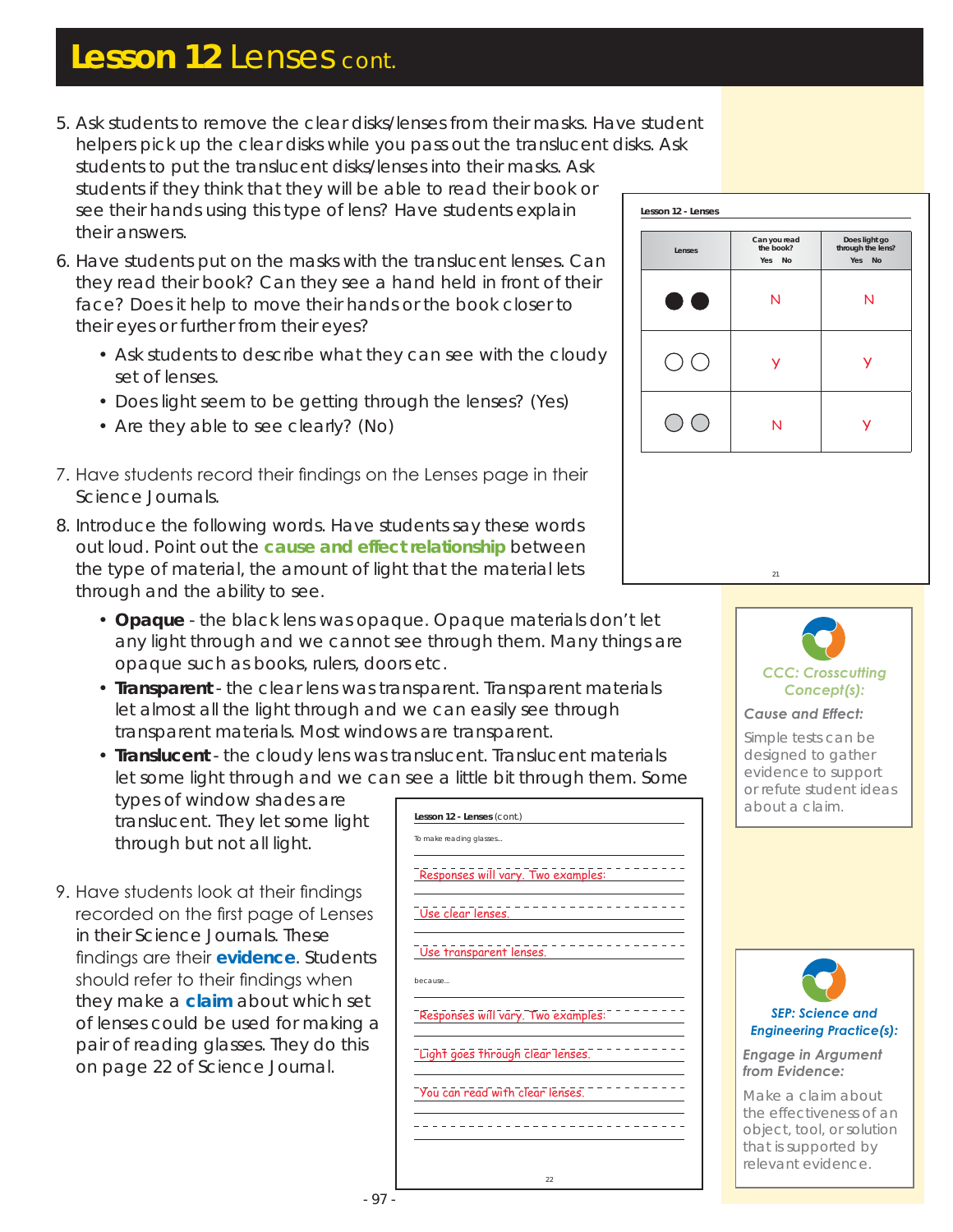# Lesson 12 Lenses cont.

5. Ask students to remove the clear disks/lenses from their masks. Have student helpers pick up the clear disks while you pass out the translucent disks. Ask students to put the translucent disks/lenses into their masks. Ask students if they think that they will be able to read their book or see their hands using this type of lens? Have students explain their answers.
6. Have students put on the masks with the translucent lenses. Can they read their book? Can they see a hand held in front of their face? Does it help to move their hands or the book closer to their eyes or further from their eyes?
   - Ask students to describe what they can see with the cloudy set of lenses.
   - Does light seem to be getting through the lenses? (Yes)
   - Are they able to see clearly? (No)
7. Have students record their findings on the Lenses page in their Science Journals.
8. Introduce the following words. Have students say these words out loud. Point out the **cause and effect relationship** between the type of material, the amount of light that the material lets through and the ability to see.
   - **Opaque** - the black lens was opaque. Opaque materials don't let any light through and we cannot see through them. Many things are opaque such as books, rulers, doors etc.
   - **Transparent** - the clear lens was transparent. Transparent materials let almost all the light through and we can easily see through transparent materials. Most windows are transparent.
   - **Translucent** - the cloudy lens was translucent. Translucent materials let some light through and we can see a little bit through them. Some types of window shades are translucent. They let some light through but not all light.
9. Have students look at their findings recorded on the first page of Lenses in their Science Journals. These findings are their **evidence**. Students should refer to their findings when they make a **claim** about which set of lenses could be used for making a pair of reading glasses. They do this on page 22 of Science Journal.

**Lesson 12 - Lenses**

| Lenses | Can you read the book? Yes No | Does light go through the lens? Yes No |
|---|---|---|
| ● ● (black) | N | N |
| ○ ○ (clear) | y | y |
| ○ ○ (gray) | N | y |

**Lesson 12 - Lenses** (cont.)

To make reading glasses...

Responses will vary. Two examples:

Use clear lenses.

Use transparent lenses.

because...

Responses will vary. Two examples:

Light goes through clear lenses.

You can read with clear lenses.

**CCC: Crosscutting Concept(s):**

*Cause and Effect:*

Simple tests can be designed to gather evidence to support or refute student ideas about a claim.

**SEP: Science and Engineering Practice(s):**

*Engage in Argument from Evidence:*

Make a claim about the effectiveness of an object, tool, or solution that is supported by relevant evidence.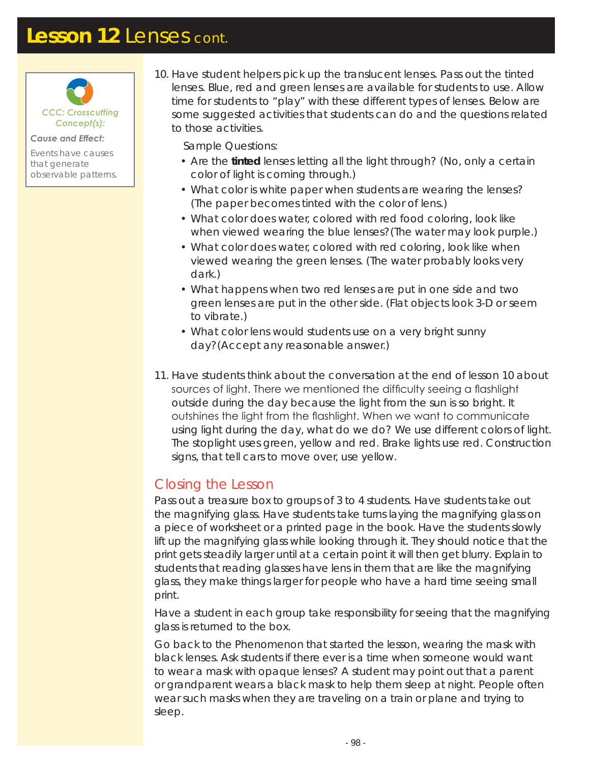# **Lesson 12** Lenses cont.

> **CCC: Crosscutting Concept(s):**
>
> ***Cause and Effect:***
>
> Events have causes that generate observable patterns.

10. Have student helpers pick up the translucent lenses. Pass out the tinted lenses. Blue, red and green lenses are available for students to use. Allow time for students to "play" with these different types of lenses. Below are some suggested activities that students can do and the questions related to those activities.

    Sample Questions:

    - Are the **tinted** lenses letting all the light through? (No, only a certain color of light is coming through.)
    - What color is white paper when students are wearing the lenses? (The paper becomes tinted with the color of lens.)
    - What color does water, colored with red food coloring, look like when viewed wearing the blue lenses? (The water may look purple.)
    - What color does water, colored with red coloring, look like when viewed wearing the green lenses. (The water probably looks very dark.)
    - What happens when two red lenses are put in one side and two green lenses are put in the other side. (Flat objects look 3-D or seem to vibrate.)
    - What color lens would students use on a very bright sunny day? (Accept any reasonable answer.)

11. Have students think about the conversation at the end of lesson 10 about sources of light. There we mentioned the difficulty seeing a flashlight outside during the day because the light from the sun is so bright. It outshines the light from the flashlight. When we want to communicate using light during the day, what do we do? We use different colors of light. The stoplight uses green, yellow and red. Brake lights use red. Construction signs, that tell cars to move over, use yellow.

## Closing the Lesson

Pass out a treasure box to groups of 3 to 4 students. Have students take out the magnifying glass. Have students take turns laying the magnifying glass on a piece of worksheet or a printed page in the book. Have the students slowly lift up the magnifying glass while looking through it. They should notice that the print gets steadily larger until at a certain point it will then get blurry. Explain to students that reading glasses have lens in them that are like the magnifying glass, they make things larger for people who have a hard time seeing small print.

Have a student in each group take responsibility for seeing that the magnifying glass is returned to the box.

Go back to the Phenomenon that started the lesson, wearing the mask with black lenses. Ask students if there ever is a time when someone would want to wear a mask with opaque lenses? A student may point out that a parent or grandparent wears a black mask to help them sleep at night. People often wear such masks when they are traveling on a train or plane and trying to sleep.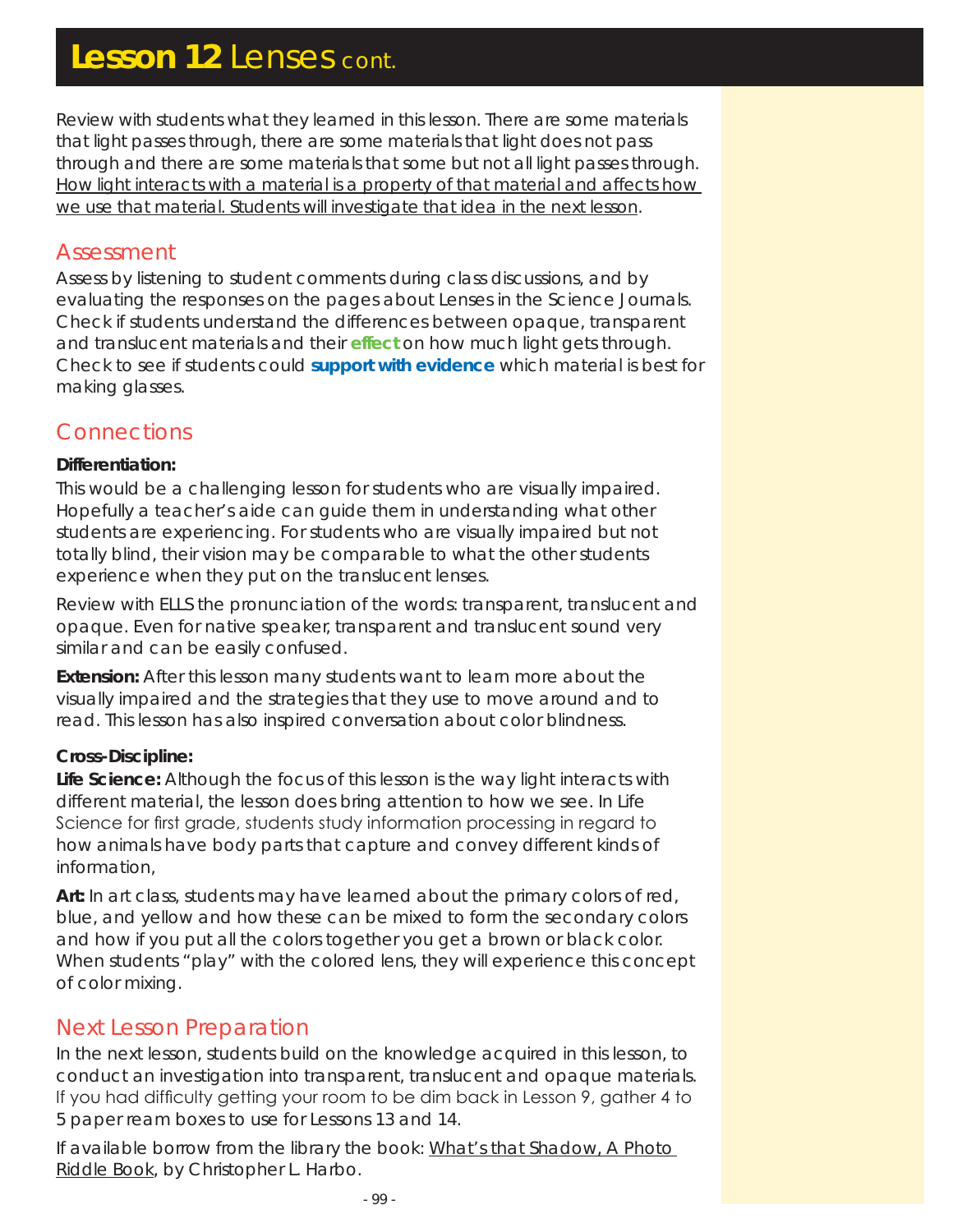# **Lesson 12** Lenses cont.

Review with students what they learned in this lesson. There are some materials that light passes through, there are some materials that light does not pass through and there are some materials that some but not all light passes through. How light interacts with a material is a property of that material and affects how we use that material. Students will investigate that idea in the next lesson.

## Assessment

Assess by listening to student comments during class discussions, and by evaluating the responses on the pages about Lenses in the Science Journals. Check if students understand the differences between opaque, transparent and translucent materials and their **effect** on how much light gets through. Check to see if students could **support with evidence** which material is best for making glasses.

## Connections

**Differentiation:**

This would be a challenging lesson for students who are visually impaired. Hopefully a teacher's aide can guide them in understanding what other students are experiencing. For students who are visually impaired but not totally blind, their vision may be comparable to what the other students experience when they put on the translucent lenses.

Review with ELLS the pronunciation of the words: transparent, translucent and opaque. Even for native speaker, transparent and translucent sound very similar and can be easily confused.

**Extension:** After this lesson many students want to learn more about the visually impaired and the strategies that they use to move around and to read. This lesson has also inspired conversation about color blindness.

**Cross-Discipline:**

**Life Science:** Although the focus of this lesson is the way light interacts with different material, the lesson does bring attention to how we see. In Life Science for first grade, students study information processing in regard to how animals have body parts that capture and convey different kinds of information,

**Art:** In art class, students may have learned about the primary colors of red, blue, and yellow and how these can be mixed to form the secondary colors and how if you put all the colors together you get a brown or black color. When students "play" with the colored lens, they will experience this concept of color mixing.

## Next Lesson Preparation

In the next lesson, students build on the knowledge acquired in this lesson, to conduct an investigation into transparent, translucent and opaque materials. If you had difficulty getting your room to be dim back in Lesson 9, gather 4 to 5 paper ream boxes to use for Lessons 13 and 14.

If available borrow from the library the book: What's that Shadow, A Photo Riddle Book, by Christopher L. Harbo.